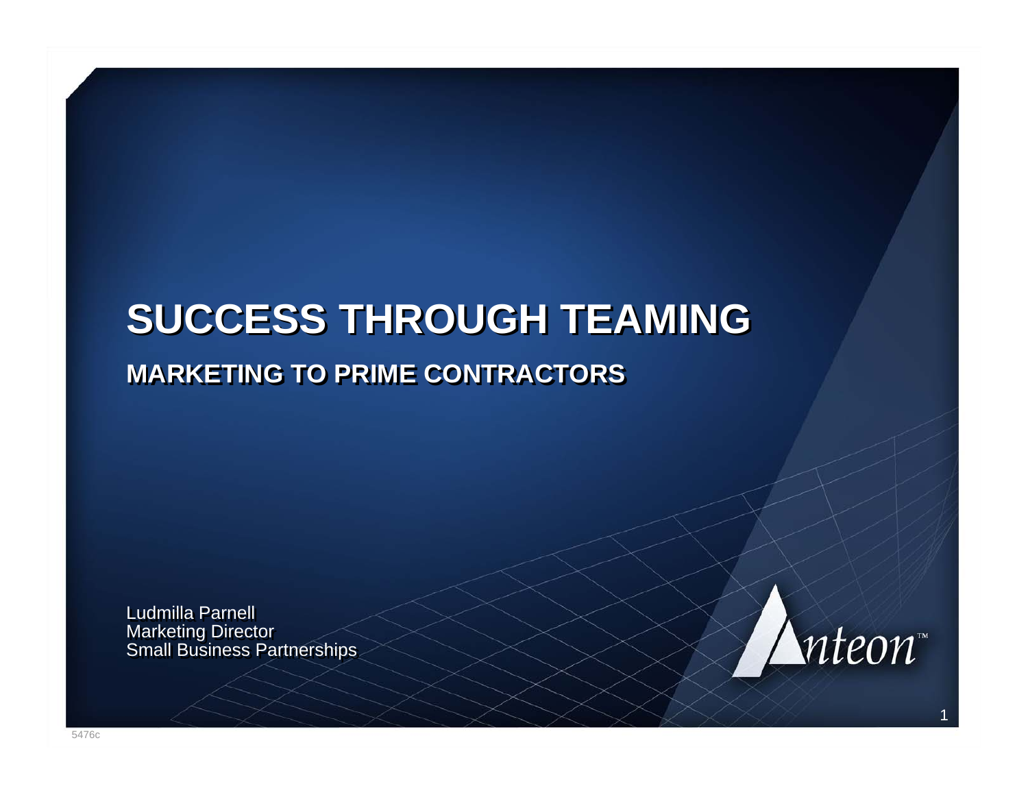# SUCCESS THROUGH TEAMING

## MARKETING TO PRIME CONTRACTORS

Ludmilla Parnell
Marketing Director
Small Business Partnerships

Anteon™

5476c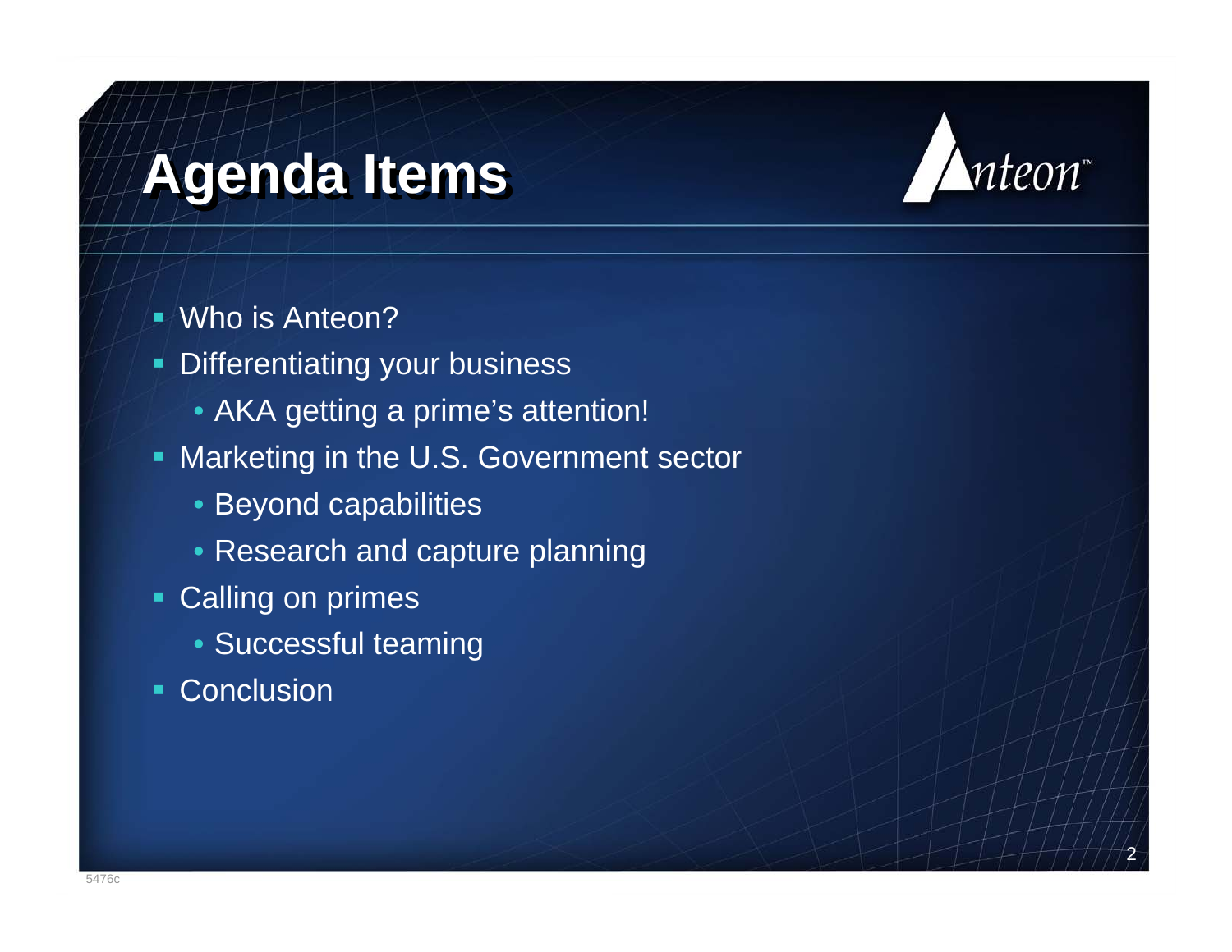# Agenda Items

- Who is Anteon?
- Differentiating your business
    - AKA getting a prime's attention!
- Marketing in the U.S. Government sector
    - Beyond capabilities
    - Research and capture planning
- Calling on primes
    - Successful teaming
- Conclusion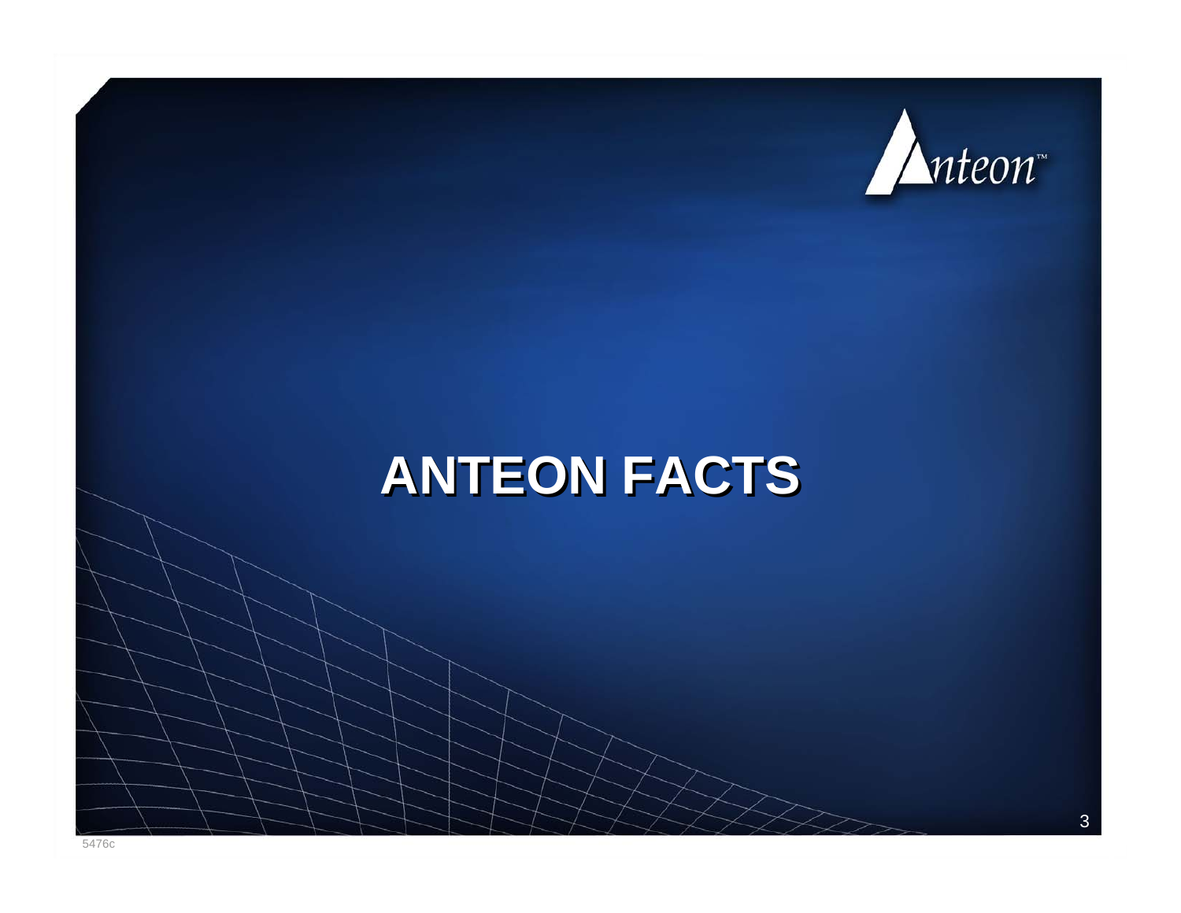# ANTEON FACTS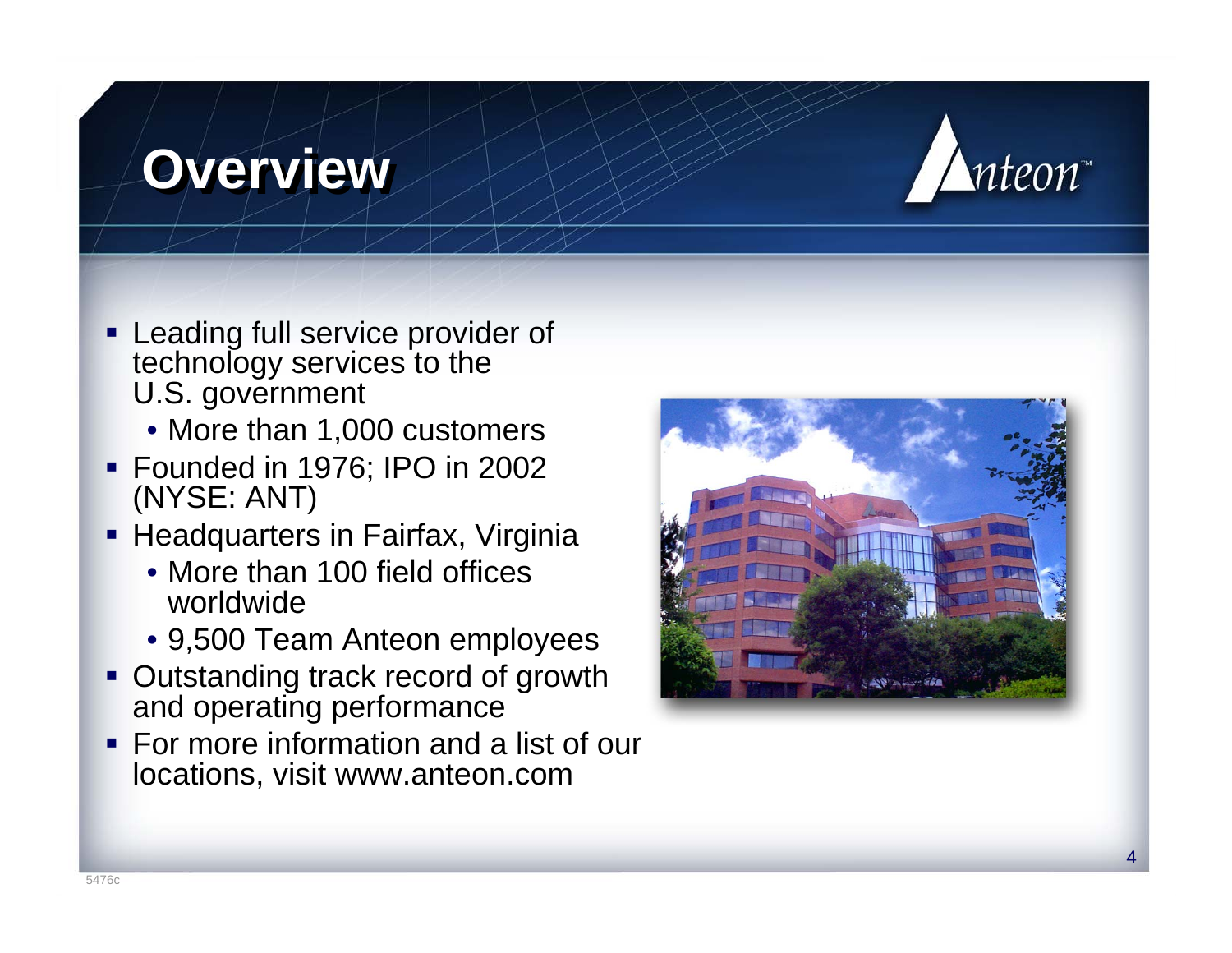# Overview

- Leading full service provider of technology services to the U.S. government
  - More than 1,000 customers
- Founded in 1976; IPO in 2002 (NYSE: ANT)
- Headquarters in Fairfax, Virginia
  - More than 100 field offices worldwide
  - 9,500 Team Anteon employees
- Outstanding track record of growth and operating performance
- For more information and a list of our locations, visit www.anteon.com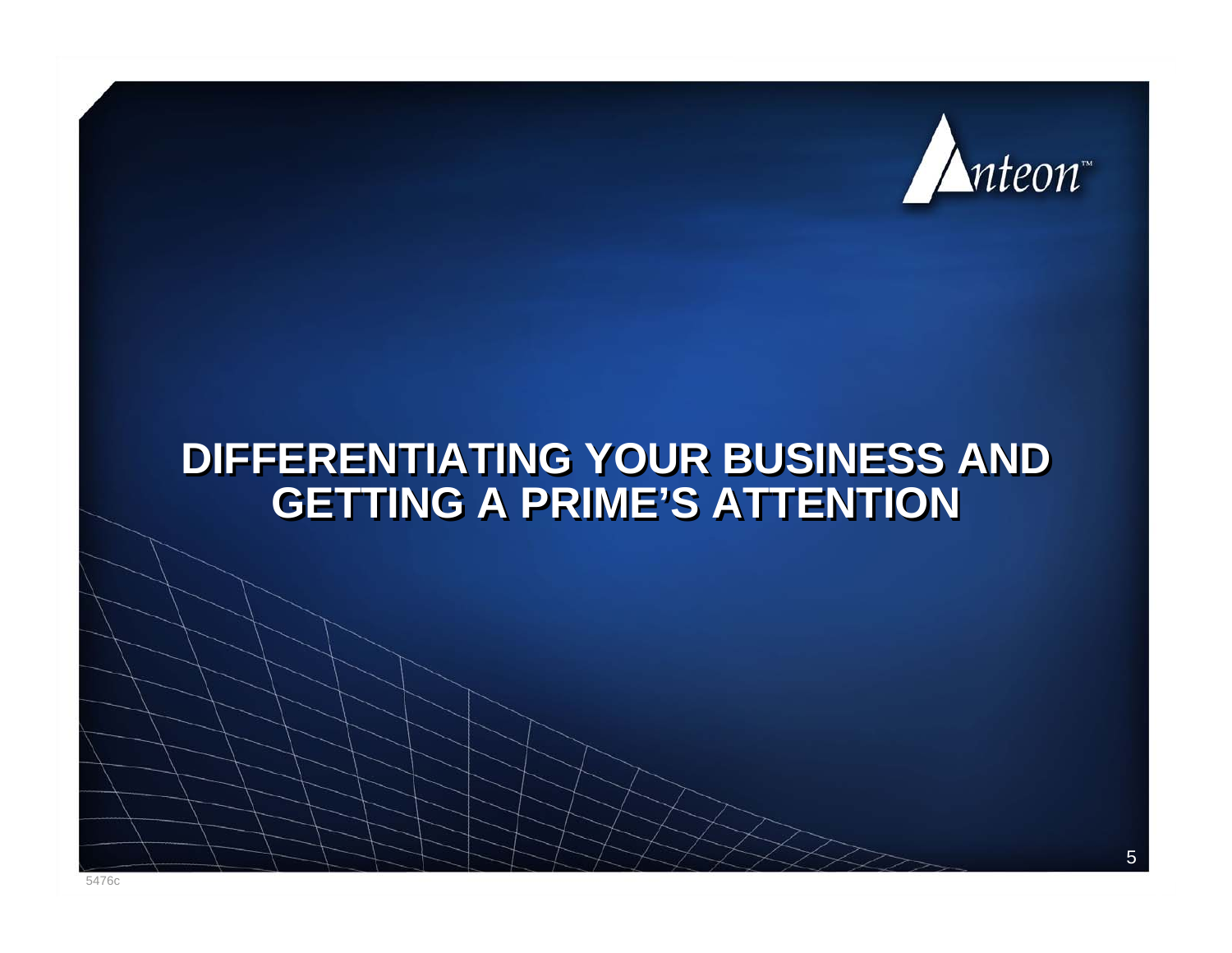# DIFFERENTIATING YOUR BUSINESS AND GETTING A PRIME'S ATTENTION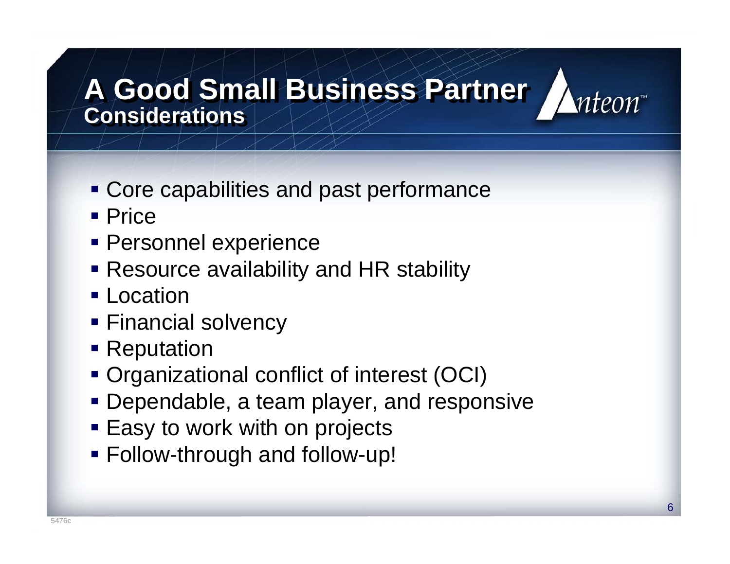# A Good Small Business Partner

## Considerations

- Core capabilities and past performance
- Price
- Personnel experience
- Resource availability and HR stability
- Location
- Financial solvency
- Reputation
- Organizational conflict of interest (OCI)
- Dependable, a team player, and responsive
- Easy to work with on projects
- Follow-through and follow-up!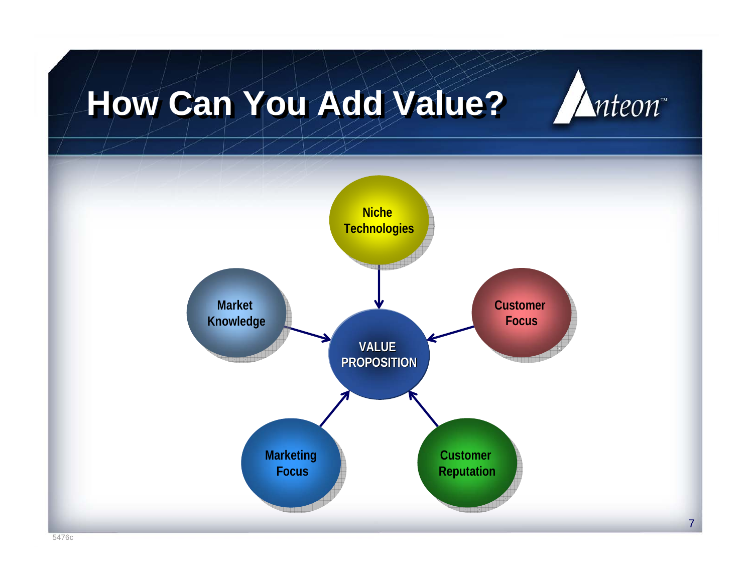# How Can You Add Value?

Anteon

- Niche Technologies
- Market Knowledge
- Customer Focus
- Marketing Focus
- Customer Reputation

**VALUE PROPOSITION**

5476c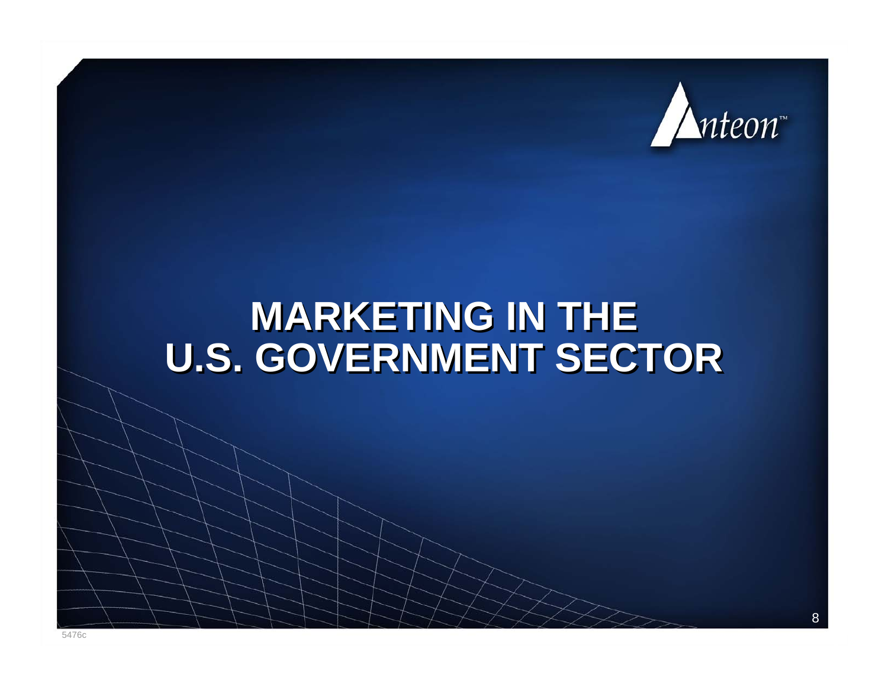# MARKETING IN THE U.S. GOVERNMENT SECTOR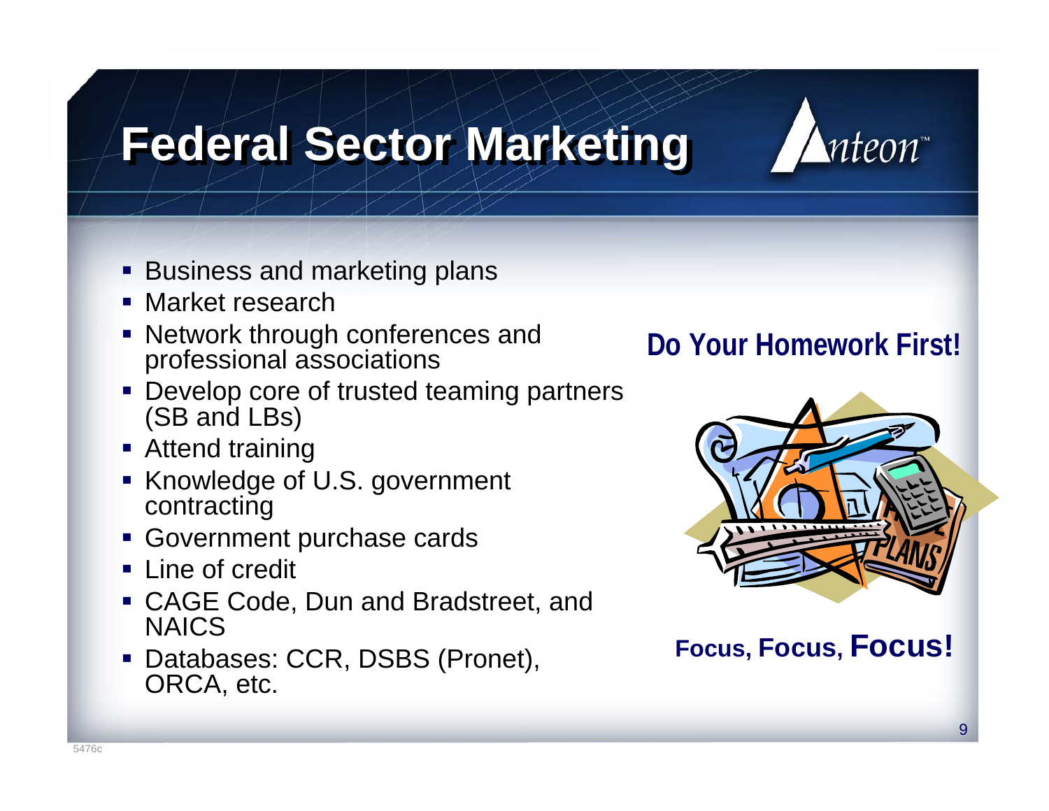# Federal Sector Marketing

- Business and marketing plans
- Market research
- Network through conferences and professional associations
- Develop core of trusted teaming partners (SB and LBs)
- Attend training
- Knowledge of U.S. government contracting
- Government purchase cards
- Line of credit
- CAGE Code, Dun and Bradstreet, and NAICS
- Databases: CCR, DSBS (Pronet), ORCA, etc.

**Do Your Homework First!**

**Focus, Focus, Focus!**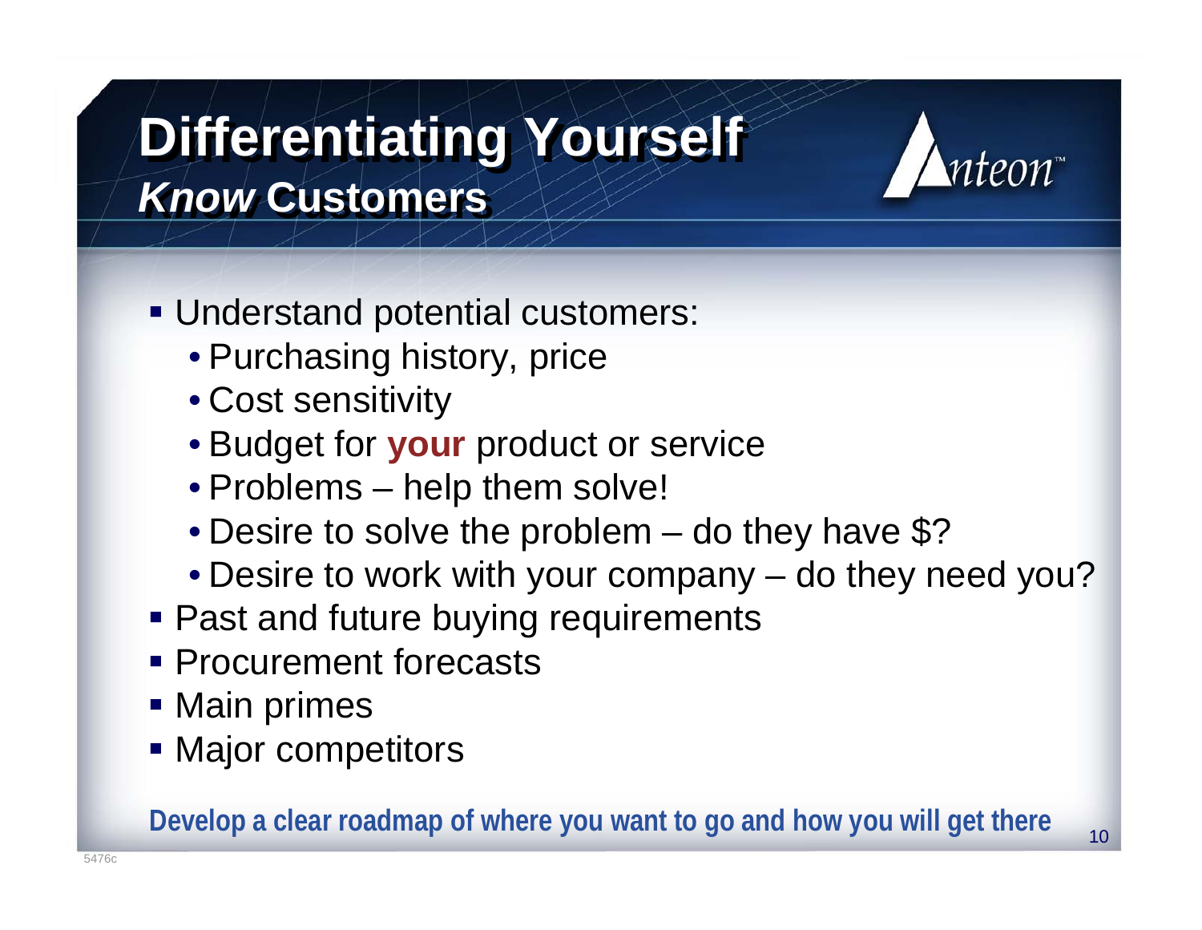# Differentiating Yourself

## *Know* Customers

- Understand potential customers:
  - Purchasing history, price
  - Cost sensitivity
  - Budget for **your** product or service
  - Problems – help them solve!
  - Desire to solve the problem – do they have $?
  - Desire to work with your company – do they need you?
- Past and future buying requirements
- Procurement forecasts
- Main primes
- Major competitors

**Develop a clear roadmap of where you want to go and how you will get there**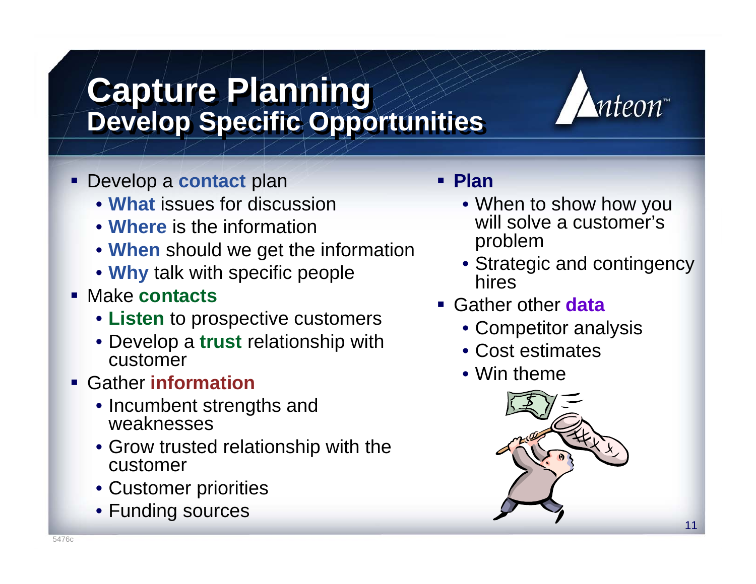# Capture Planning
## Develop Specific Opportunities

- Develop a **contact** plan
  - **What** issues for discussion
  - **Where** is the information
  - **When** should we get the information
  - **Why** talk with specific people
- Make **contacts**
  - **Listen** to prospective customers
  - Develop a **trust** relationship with customer
- Gather **information**
  - Incumbent strengths and weaknesses
  - Grow trusted relationship with the customer
  - Customer priorities
  - Funding sources
- **Plan**
  - When to show how you will solve a customer's problem
  - Strategic and contingency hires
- Gather other **data**
  - Competitor analysis
  - Cost estimates
  - Win theme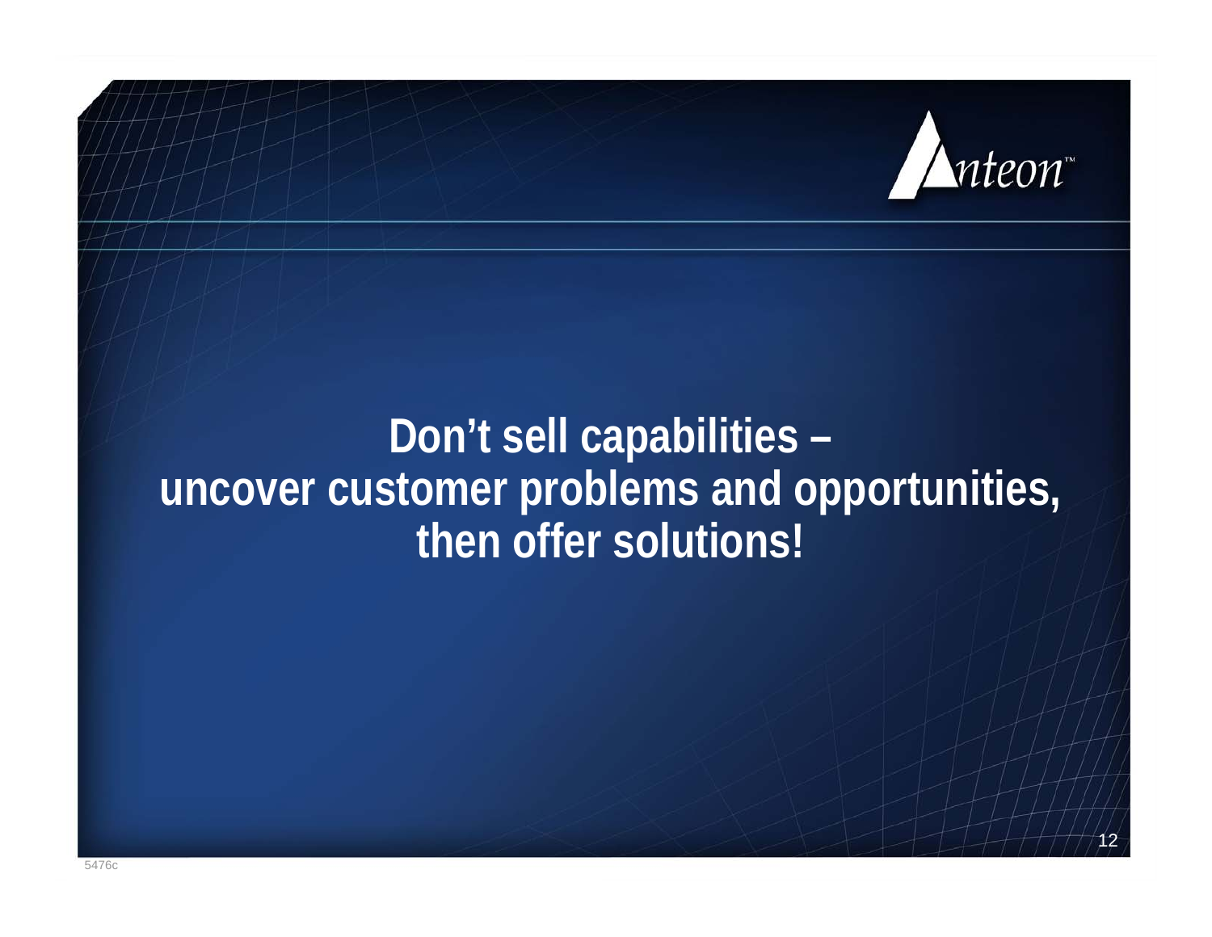**Don’t sell capabilities –
uncover customer problems and opportunities,
then offer solutions!**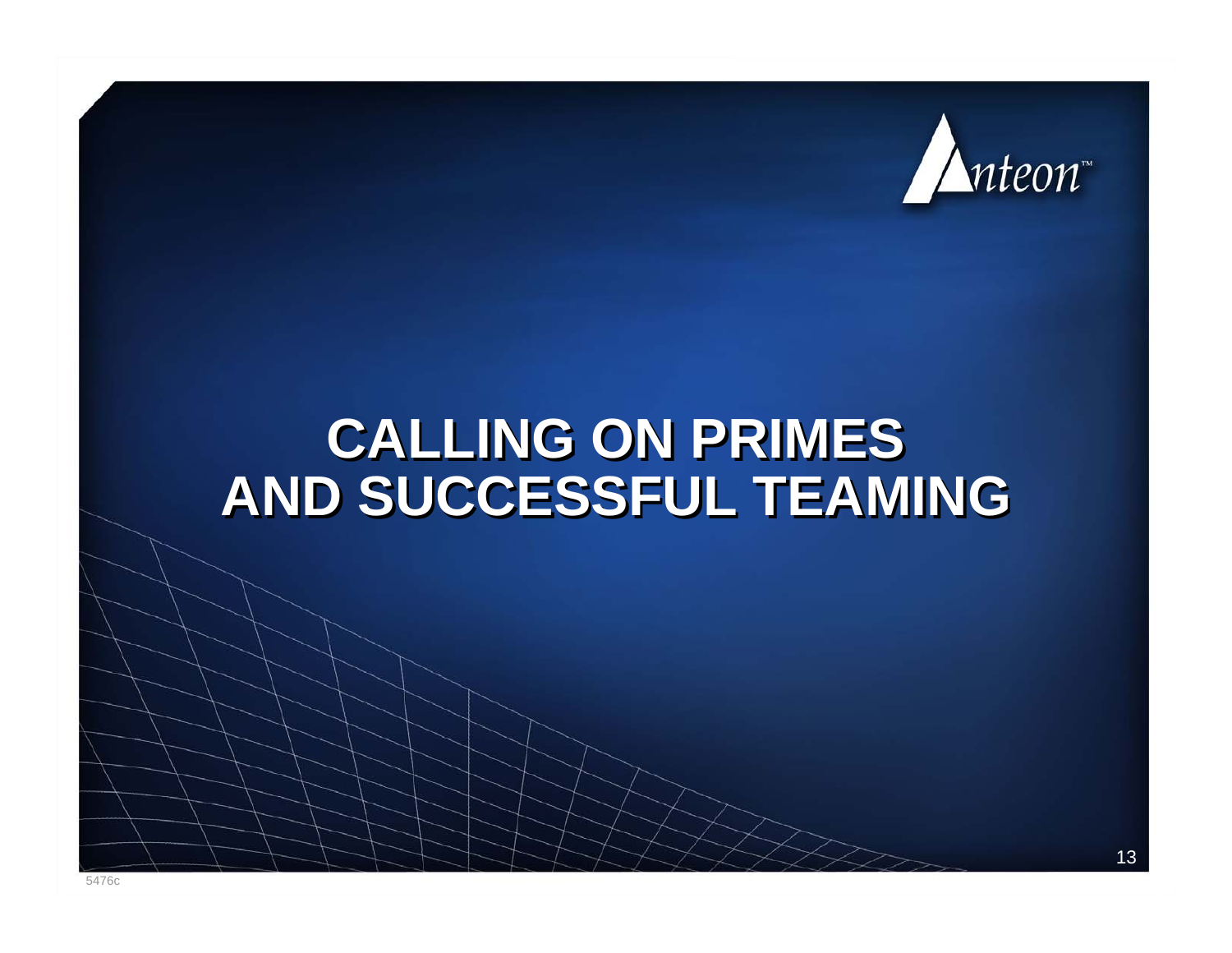# CALLING ON PRIMES AND SUCCESSFUL TEAMING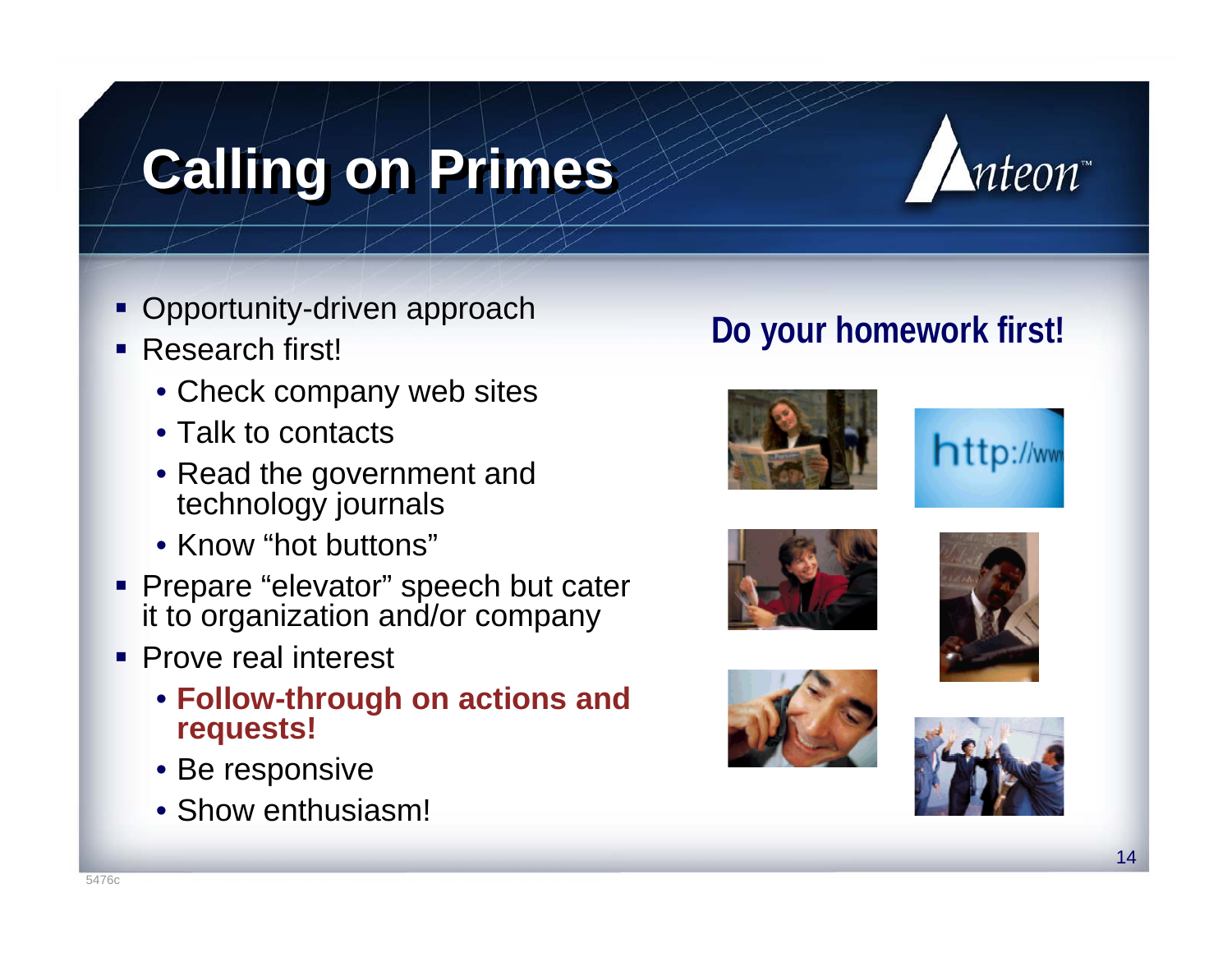# Calling on Primes

- Opportunity-driven approach
- Research first!
  - Check company web sites
  - Talk to contacts
  - Read the government and technology journals
  - Know "hot buttons"
- Prepare "elevator" speech but cater it to organization and/or company
- Prove real interest
  - **Follow-through on actions and requests!**
  - Be responsive
  - Show enthusiasm!

**Do your homework first!**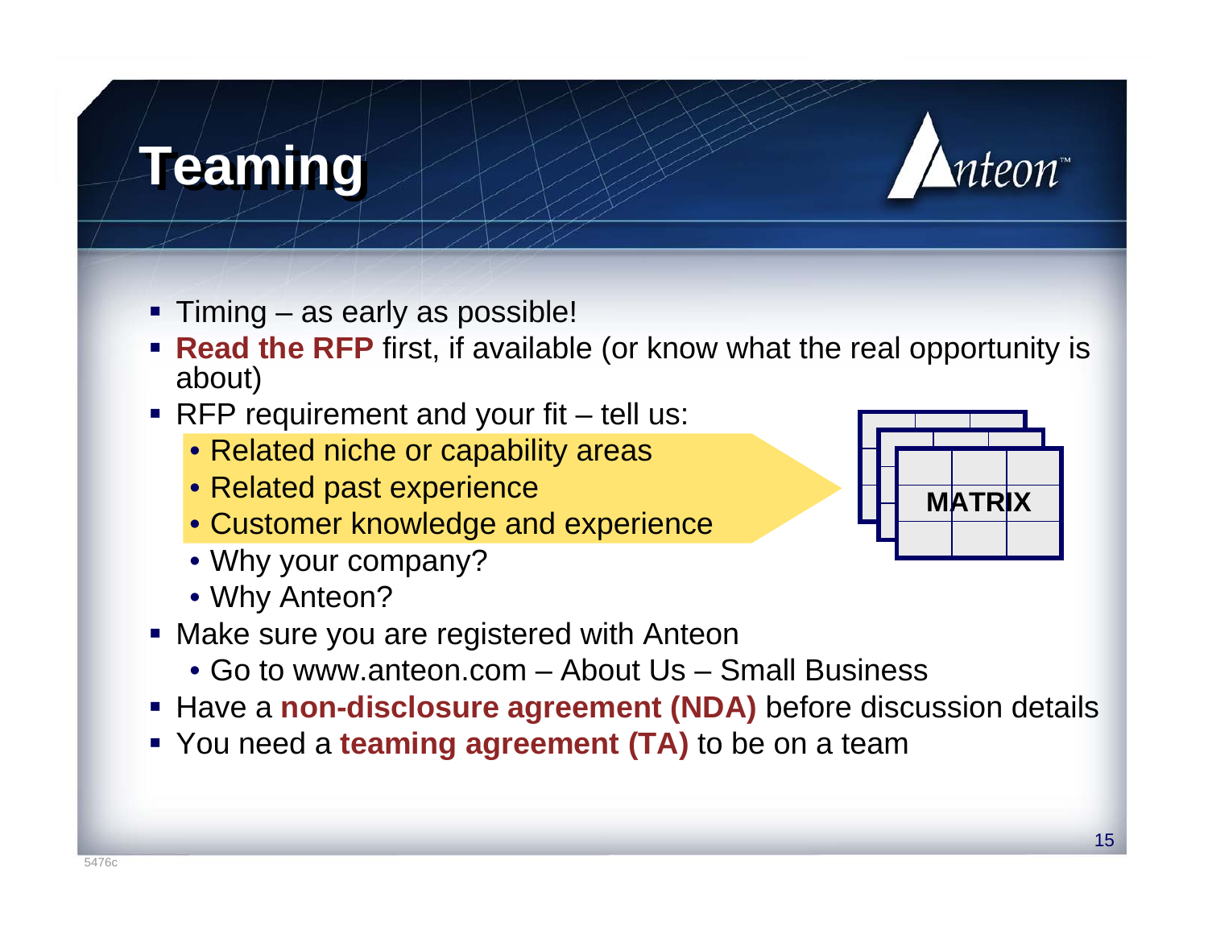# Teaming

- Timing – as early as possible!
- **Read the RFP** first, if available (or know what the real opportunity is about)
- RFP requirement and your fit – tell us:
  - Related niche or capability areas
  - Related past experience
  - Customer knowledge and experience
  - Why your company?
  - Why Anteon?

MATRIX

- Make sure you are registered with Anteon
  - Go to www.anteon.com – About Us – Small Business
- Have a **non-disclosure agreement (NDA)** before discussion details
- You need a **teaming agreement (TA)** to be on a team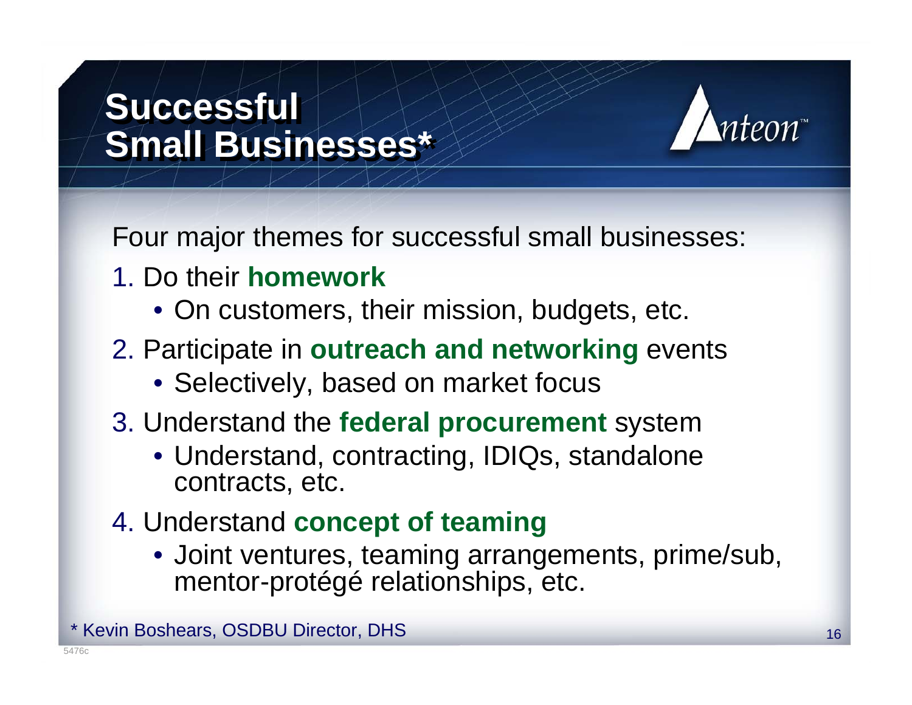# Successful Small Businesses*

Four major themes for successful small businesses:

1. Do their **homework**
   - On customers, their mission, budgets, etc.
2. Participate in **outreach and networking** events
   - Selectively, based on market focus
3. Understand the **federal procurement** system
   - Understand, contracting, IDIQs, standalone contracts, etc.
4. Understand **concept of teaming**
   - Joint ventures, teaming arrangements, prime/sub, mentor-protégé relationships, etc.

* Kevin Boshears, OSDBU Director, DHS

5476c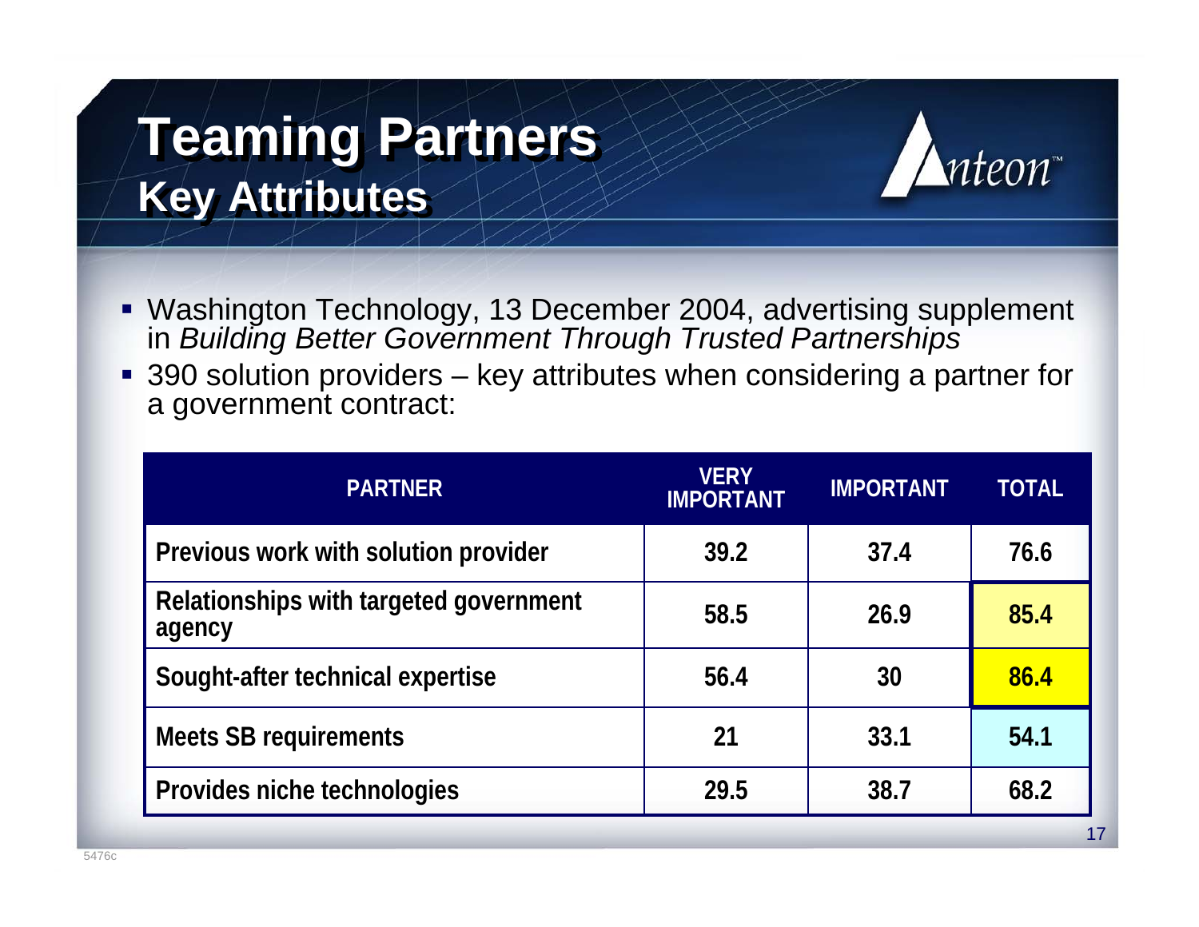# Teaming Partners

## Key Attributes

- Washington Technology, 13 December 2004, advertising supplement in *Building Better Government Through Trusted Partnerships*
- 390 solution providers – key attributes when considering a partner for a government contract:

| PARTNER | VERY IMPORTANT | IMPORTANT | TOTAL |
|---|---|---|---|
| Previous work with solution provider | 39.2 | 37.4 | 76.6 |
| Relationships with targeted government agency | 58.5 | 26.9 | 85.4 |
| Sought-after technical expertise | 56.4 | 30 | 86.4 |
| Meets SB requirements | 21 | 33.1 | 54.1 |
| Provides niche technologies | 29.5 | 38.7 | 68.2 |

5476c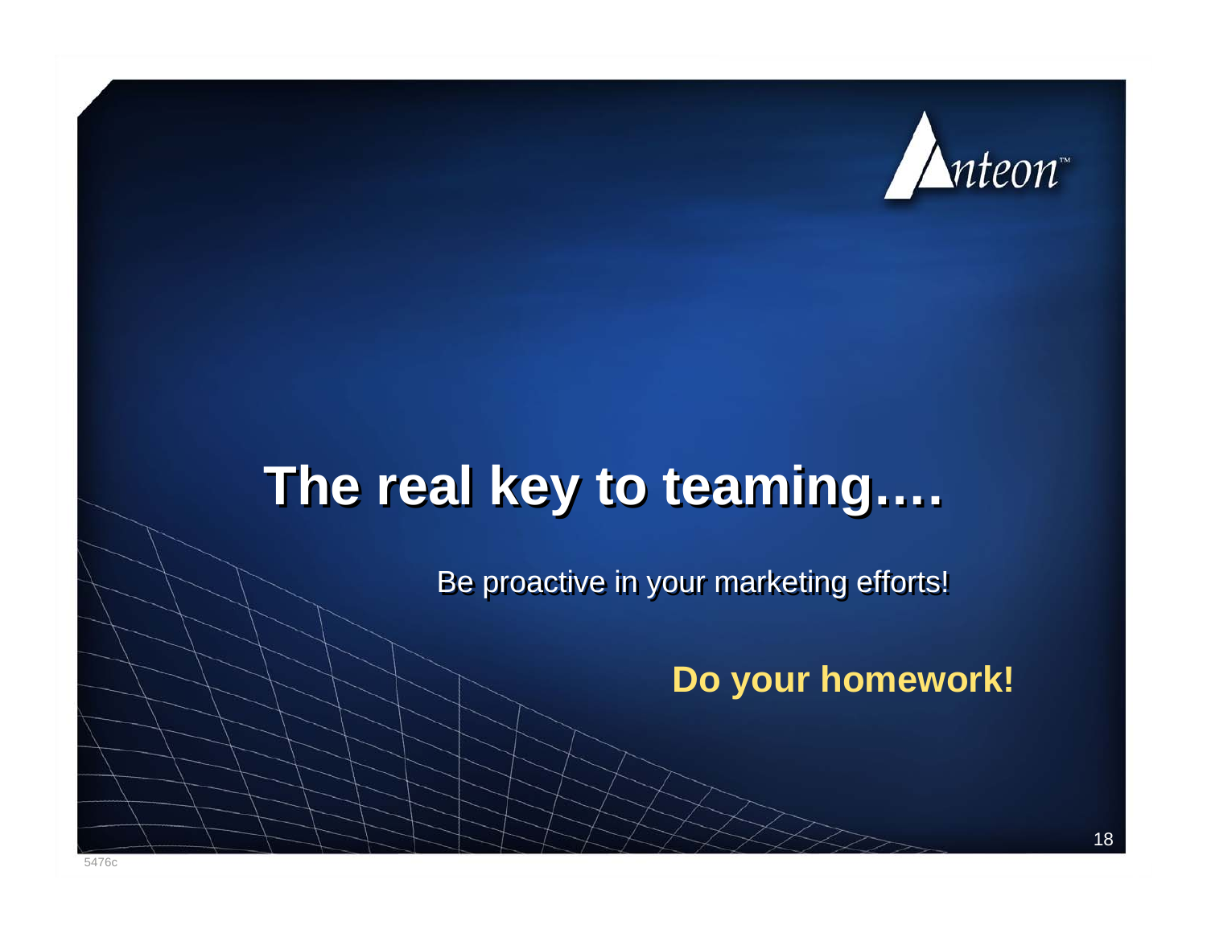Anteon™

# The real key to teaming….

Be proactive in your marketing efforts!

**Do your homework!**

5476c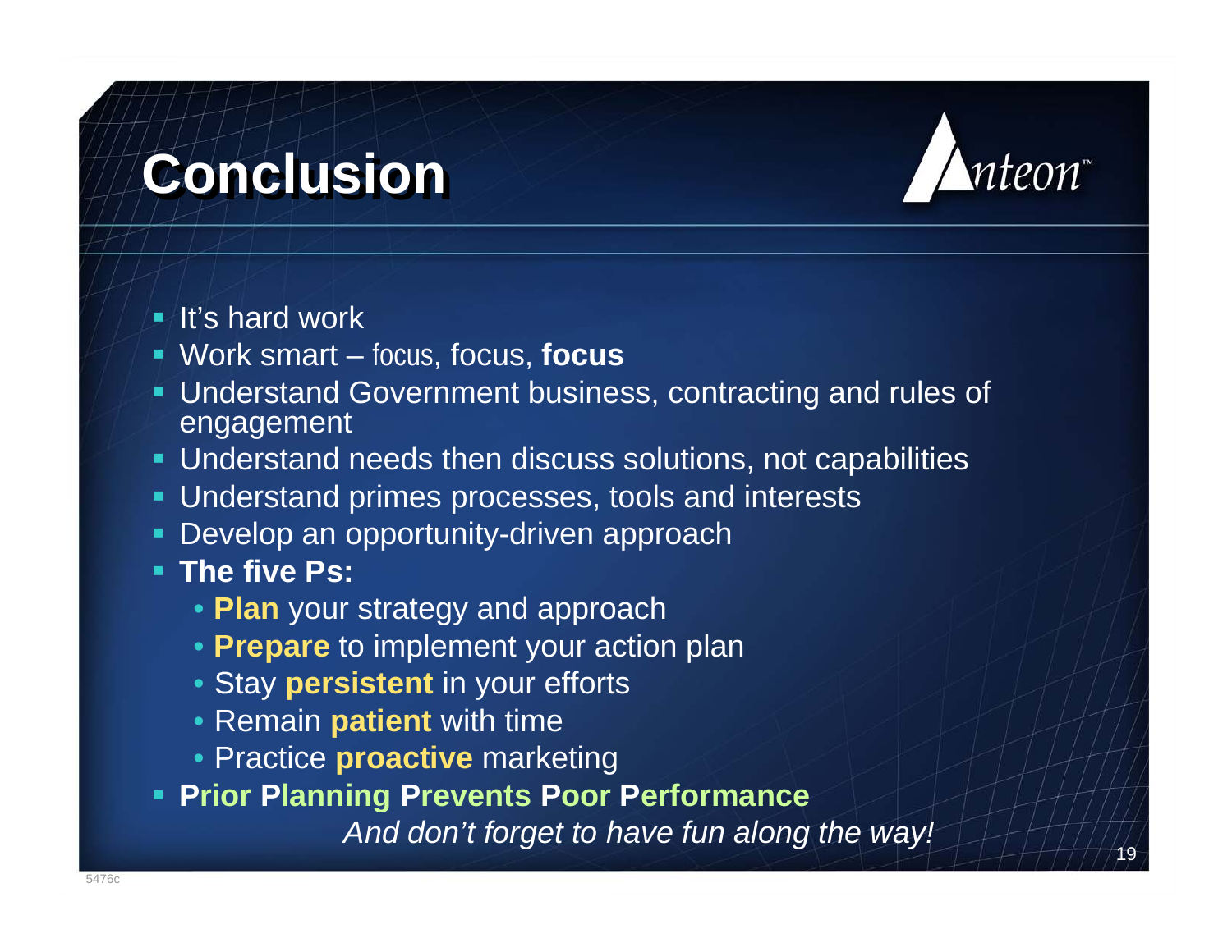# Conclusion

- It's hard work
- Work smart – focus, focus, **focus**
- Understand Government business, contracting and rules of engagement
- Understand needs then discuss solutions, not capabilities
- Understand primes processes, tools and interests
- Develop an opportunity-driven approach
- **The five Ps:**
  - **Plan** your strategy and approach
  - **Prepare** to implement your action plan
  - Stay **persistent** in your efforts
  - Remain **patient** with time
  - Practice **proactive** marketing
- **Prior Planning Prevents Poor Performance**

*And don't forget to have fun along the way!*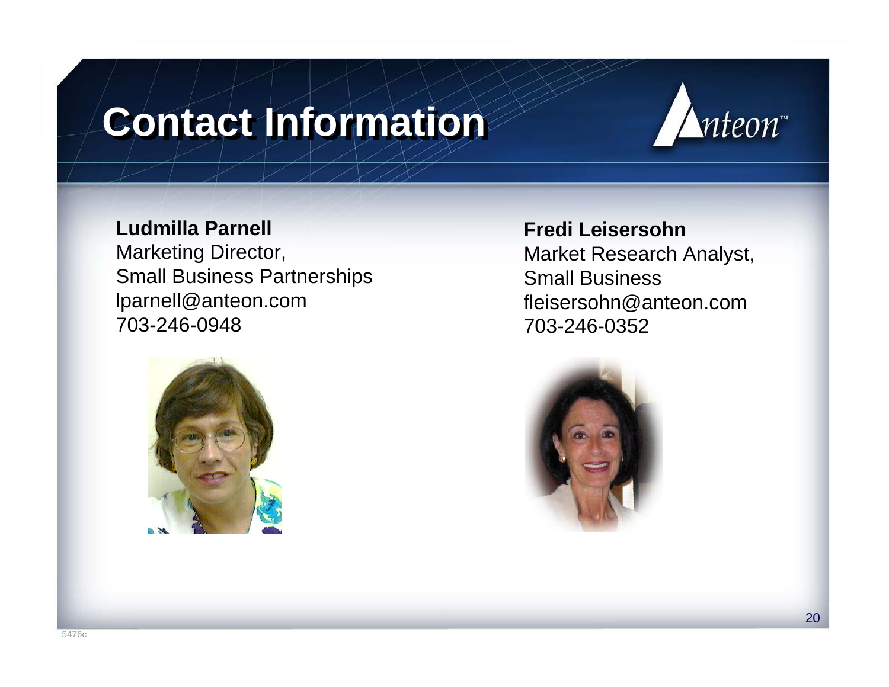# Contact Information

**Ludmilla Parnell**
Marketing Director,
Small Business Partnerships
lparnell@anteon.com
703-246-0948

**Fredi Leisersohn**
Market Research Analyst,
Small Business
fleisersohn@anteon.com
703-246-0352

5476c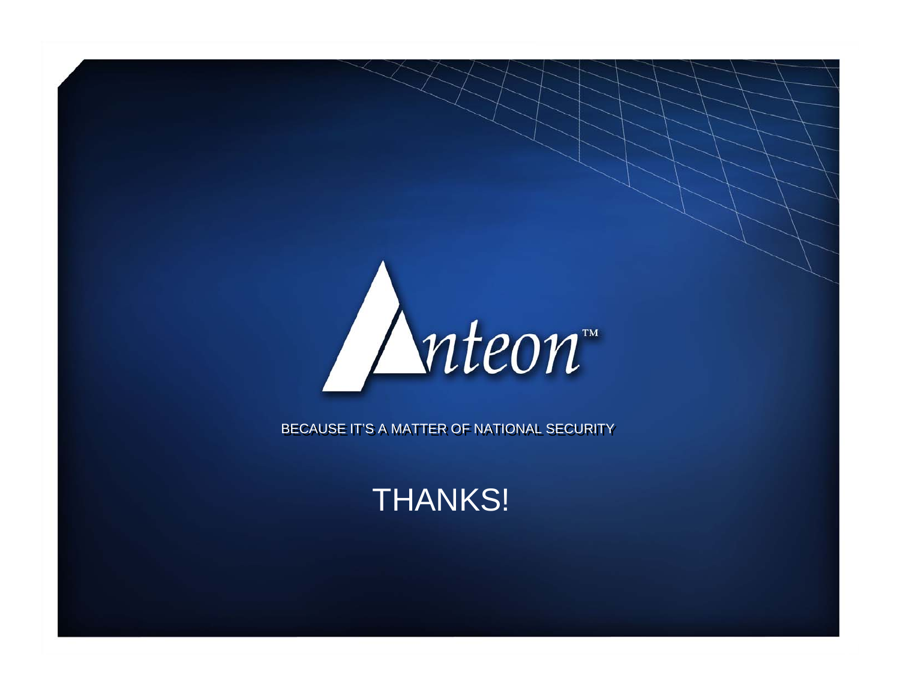Anteon™

BECAUSE IT'S A MATTER OF NATIONAL SECURITY

THANKS!